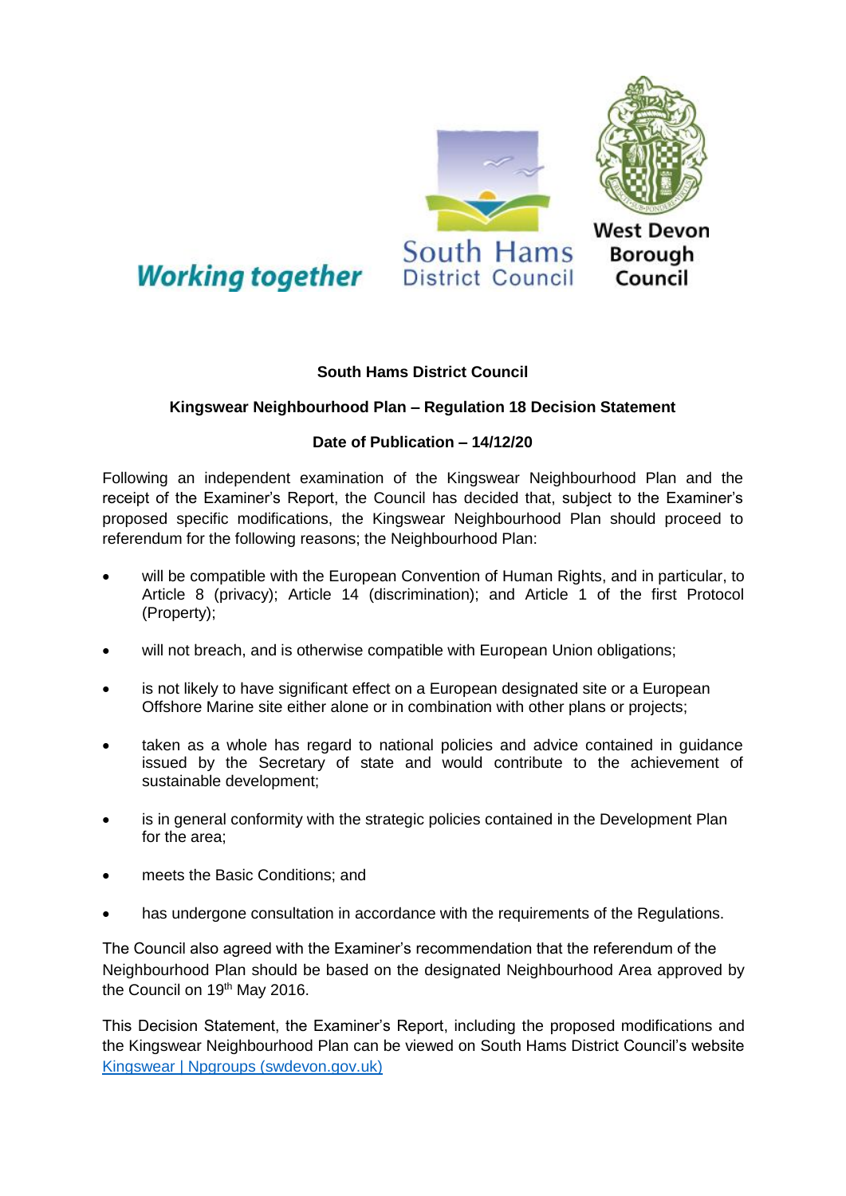Working together

South Hams District Council

West Devon Borough Council

**South Hams District Council**

**Kingswear Neighbourhood Plan – Regulation 18 Decision Statement**

**Date of Publication – 14/12/20**

Following an independent examination of the Kingswear Neighbourhood Plan and the receipt of the Examiner's Report, the Council has decided that, subject to the Examiner's proposed specific modifications, the Kingswear Neighbourhood Plan should proceed to referendum for the following reasons; the Neighbourhood Plan:

- will be compatible with the European Convention of Human Rights, and in particular, to Article 8 (privacy); Article 14 (discrimination); and Article 1 of the first Protocol (Property);
- will not breach, and is otherwise compatible with European Union obligations;
- is not likely to have significant effect on a European designated site or a European Offshore Marine site either alone or in combination with other plans or projects;
- taken as a whole has regard to national policies and advice contained in guidance issued by the Secretary of state and would contribute to the achievement of sustainable development;
- is in general conformity with the strategic policies contained in the Development Plan for the area;
- meets the Basic Conditions; and
- has undergone consultation in accordance with the requirements of the Regulations.

The Council also agreed with the Examiner's recommendation that the referendum of the Neighbourhood Plan should be based on the designated Neighbourhood Area approved by the Council on 19th May 2016.

This Decision Statement, the Examiner's Report, including the proposed modifications and the Kingswear Neighbourhood Plan can be viewed on South Hams District Council's website [Kingswear | Npgroups (swdevon.gov.uk)](Kingswear | Npgroups (swdevon.gov.uk))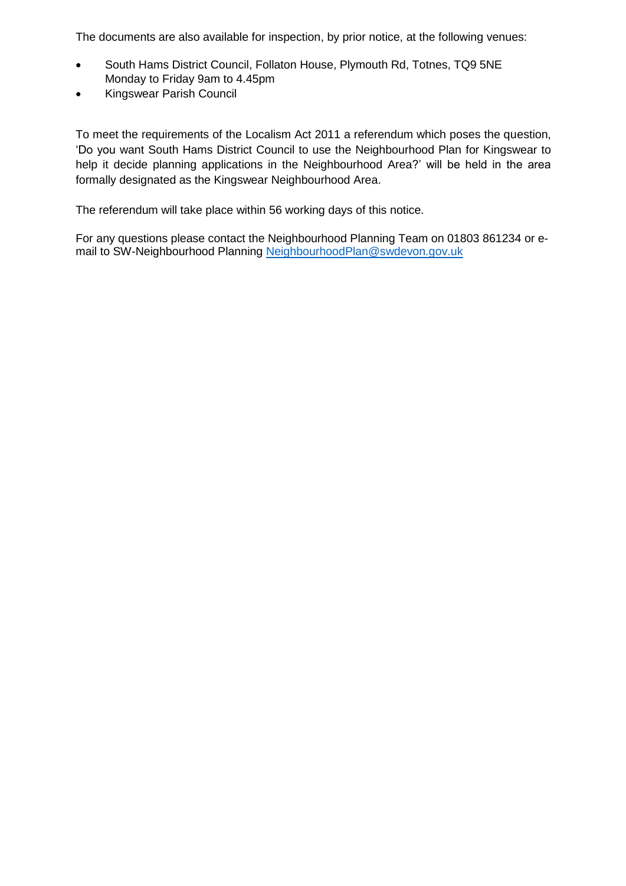The documents are also available for inspection, by prior notice, at the following venues:

- South Hams District Council, Follaton House, Plymouth Rd, Totnes, TQ9 5NE
  Monday to Friday 9am to 4.45pm
- Kingswear Parish Council

To meet the requirements of the Localism Act 2011 a referendum which poses the question, 'Do you want South Hams District Council to use the Neighbourhood Plan for Kingswear to help it decide planning applications in the Neighbourhood Area?' will be held in the area formally designated as the Kingswear Neighbourhood Area.

The referendum will take place within 56 working days of this notice.

For any questions please contact the Neighbourhood Planning Team on 01803 861234 or e-mail to SW-Neighbourhood Planning NeighbourhoodPlan@swdevon.gov.uk